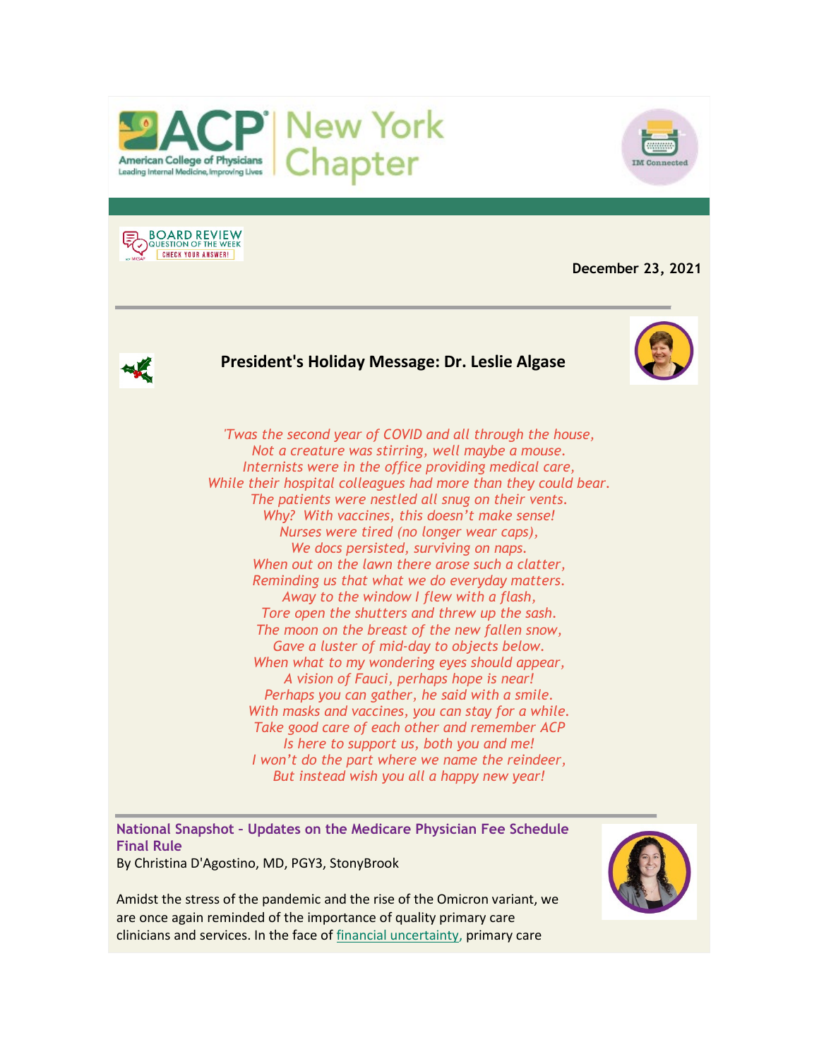ACP New York Chapter

IM Connected

BOARD REVIEW QUESTION OF THE WEEK — CHECK YOUR ANSWER!

**December 23, 2021**

---

## President's Holiday Message: Dr. Leslie Algase

*'Twas the second year of COVID and all through the house,*
*Not a creature was stirring, well maybe a mouse.*
*Internists were in the office providing medical care,*
*While their hospital colleagues had more than they could bear.*
*The patients were nestled all snug on their vents.*
*Why? With vaccines, this doesn't make sense!*
*Nurses were tired (no longer wear caps),*
*We docs persisted, surviving on naps.*
*When out on the lawn there arose such a clatter,*
*Reminding us that what we do everyday matters.*
*Away to the window I flew with a flash,*
*Tore open the shutters and threw up the sash.*
*The moon on the breast of the new fallen snow,*
*Gave a luster of mid-day to objects below.*
*When what to my wondering eyes should appear,*
*A vision of Fauci, perhaps hope is near!*
*Perhaps you can gather, he said with a smile.*
*With masks and vaccines, you can stay for a while.*
*Take good care of each other and remember ACP*
*Is here to support us, both you and me!*
*I won't do the part where we name the reindeer,*
*But instead wish you all a happy new year!*

---

## National Snapshot - Updates on the Medicare Physician Fee Schedule Final Rule

By Christina D'Agostino, MD, PGY3, StonyBrook

Amidst the stress of the pandemic and the rise of the Omicron variant, we are once again reminded of the importance of quality primary care clinicians and services. In the face of financial uncertainty, primary care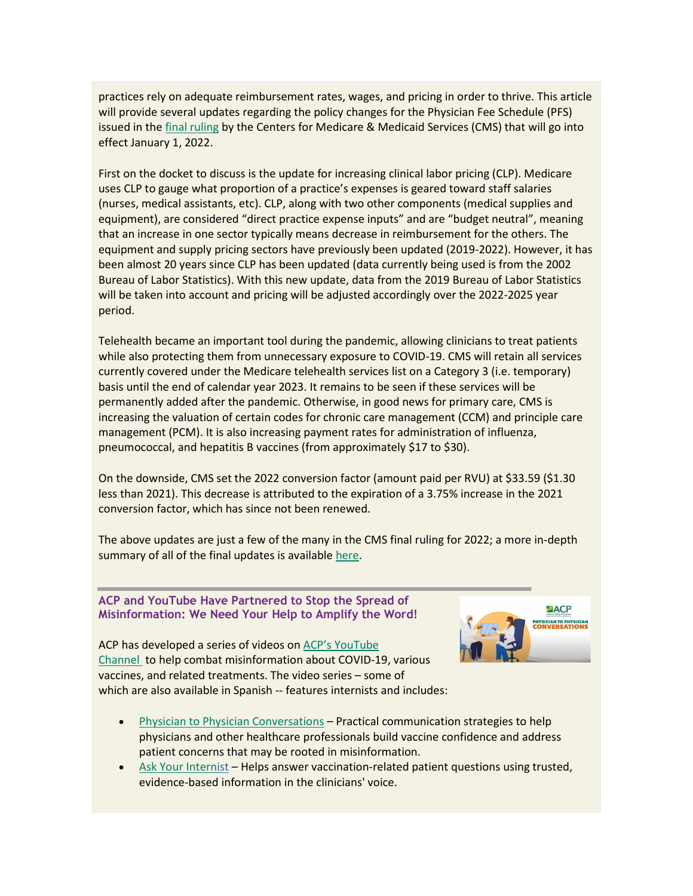practices rely on adequate reimbursement rates, wages, and pricing in order to thrive. This article will provide several updates regarding the policy changes for the Physician Fee Schedule (PFS) issued in the final ruling by the Centers for Medicare & Medicaid Services (CMS) that will go into effect January 1, 2022.

First on the docket to discuss is the update for increasing clinical labor pricing (CLP). Medicare uses CLP to gauge what proportion of a practice's expenses is geared toward staff salaries (nurses, medical assistants, etc). CLP, along with two other components (medical supplies and equipment), are considered "direct practice expense inputs" and are "budget neutral", meaning that an increase in one sector typically means decrease in reimbursement for the others. The equipment and supply pricing sectors have previously been updated (2019-2022). However, it has been almost 20 years since CLP has been updated (data currently being used is from the 2002 Bureau of Labor Statistics). With this new update, data from the 2019 Bureau of Labor Statistics will be taken into account and pricing will be adjusted accordingly over the 2022-2025 year period.

Telehealth became an important tool during the pandemic, allowing clinicians to treat patients while also protecting them from unnecessary exposure to COVID-19. CMS will retain all services currently covered under the Medicare telehealth services list on a Category 3 (i.e. temporary) basis until the end of calendar year 2023. It remains to be seen if these services will be permanently added after the pandemic. Otherwise, in good news for primary care, CMS is increasing the valuation of certain codes for chronic care management (CCM) and principle care management (PCM). It is also increasing payment rates for administration of influenza, pneumococcal, and hepatitis B vaccines (from approximately $17 to $30).

On the downside, CMS set the 2022 conversion factor (amount paid per RVU) at $33.59 ($1.30 less than 2021). This decrease is attributed to the expiration of a 3.75% increase in the 2021 conversion factor, which has since not been renewed.

The above updates are just a few of the many in the CMS final ruling for 2022; a more in-depth summary of all of the final updates is available here.

---

### ACP and YouTube Have Partnered to Stop the Spread of Misinformation: We Need Your Help to Amplify the Word!

ACP has developed a series of videos on ACP's YouTube Channel to help combat misinformation about COVID-19, various vaccines, and related treatments. The video series – some of which are also available in Spanish -- features internists and includes:

- Physician to Physician Conversations – Practical communication strategies to help physicians and other healthcare professionals build vaccine confidence and address patient concerns that may be rooted in misinformation.
- Ask Your Internist – Helps answer vaccination-related patient questions using trusted, evidence-based information in the clinicians' voice.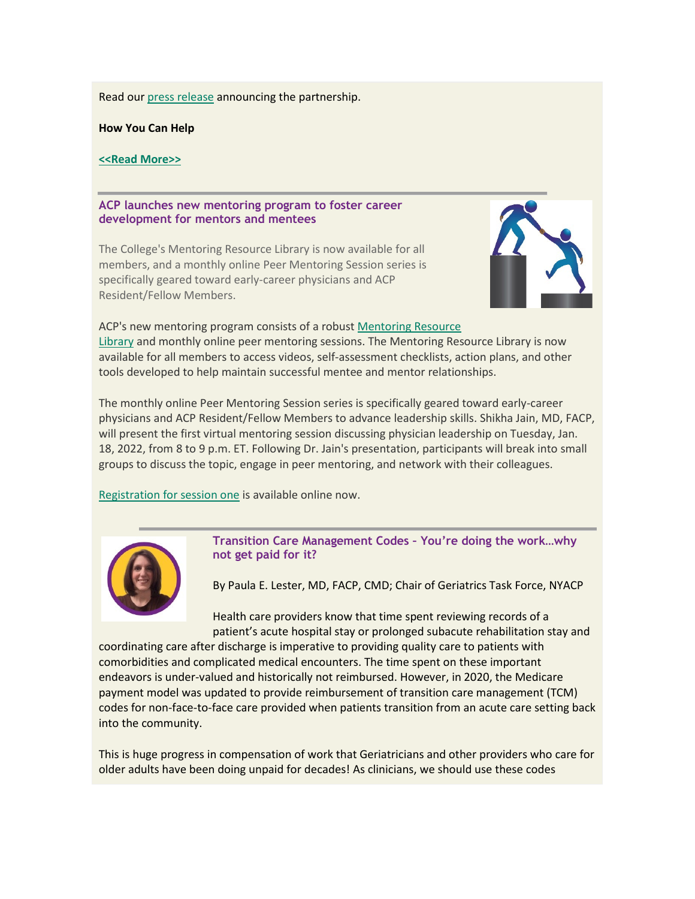Read our press release announcing the partnership.

**How You Can Help**

**<<Read More>>**

## ACP launches new mentoring program to foster career development for mentors and mentees

The College's Mentoring Resource Library is now available for all members, and a monthly online Peer Mentoring Session series is specifically geared toward early-career physicians and ACP Resident/Fellow Members.

ACP's new mentoring program consists of a robust Mentoring Resource Library and monthly online peer mentoring sessions. The Mentoring Resource Library is now available for all members to access videos, self-assessment checklists, action plans, and other tools developed to help maintain successful mentee and mentor relationships.

The monthly online Peer Mentoring Session series is specifically geared toward early-career physicians and ACP Resident/Fellow Members to advance leadership skills. Shikha Jain, MD, FACP, will present the first virtual mentoring session discussing physician leadership on Tuesday, Jan. 18, 2022, from 8 to 9 p.m. ET. Following Dr. Jain's presentation, participants will break into small groups to discuss the topic, engage in peer mentoring, and network with their colleagues.

Registration for session one is available online now.

## Transition Care Management Codes - You're doing the work…why not get paid for it?

By Paula E. Lester, MD, FACP, CMD; Chair of Geriatrics Task Force, NYACP

Health care providers know that time spent reviewing records of a patient's acute hospital stay or prolonged subacute rehabilitation stay and coordinating care after discharge is imperative to providing quality care to patients with comorbidities and complicated medical encounters. The time spent on these important endeavors is under-valued and historically not reimbursed. However, in 2020, the Medicare payment model was updated to provide reimbursement of transition care management (TCM) codes for non-face-to-face care provided when patients transition from an acute care setting back into the community.

This is huge progress in compensation of work that Geriatricians and other providers who care for older adults have been doing unpaid for decades! As clinicians, we should use these codes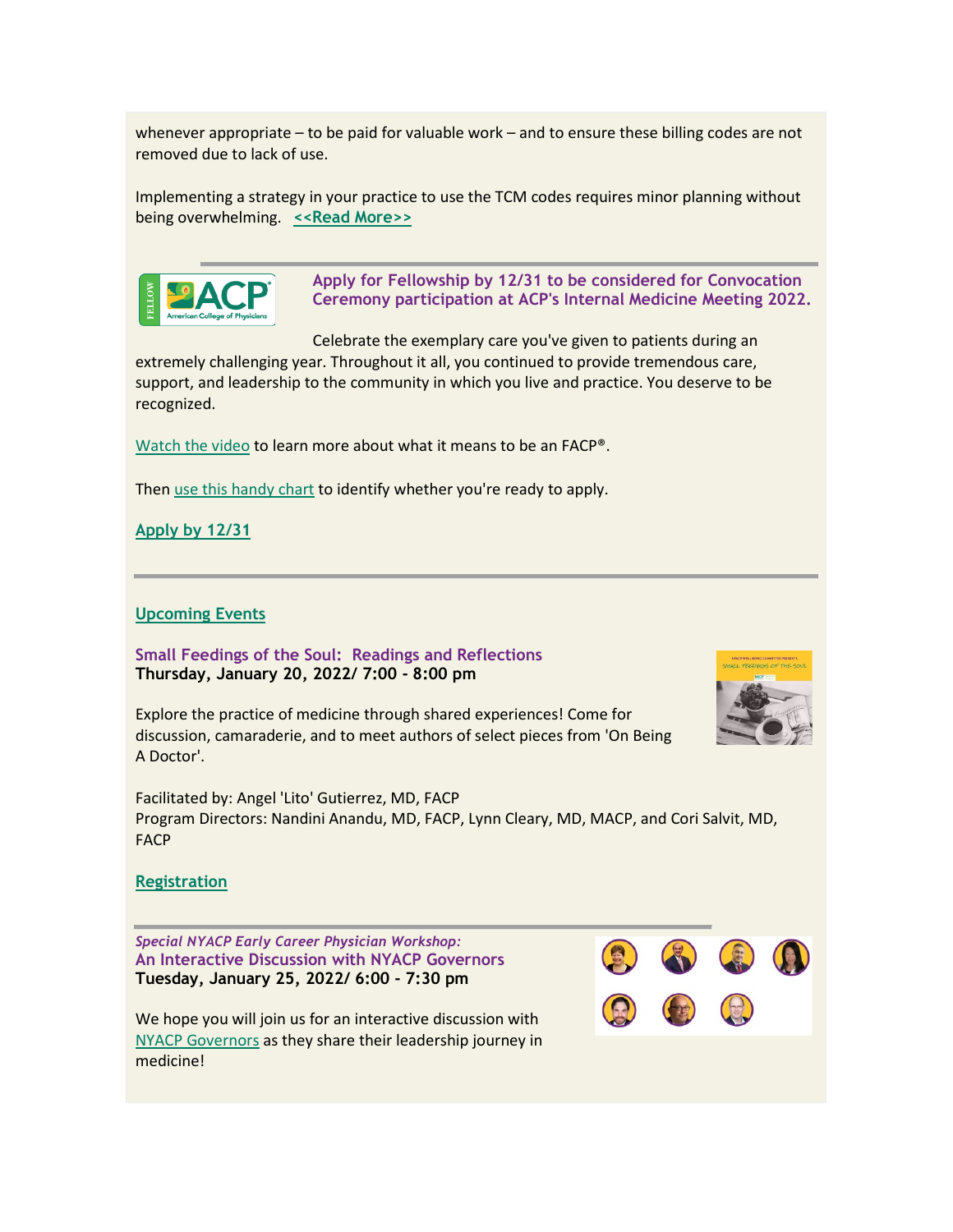whenever appropriate – to be paid for valuable work – and to ensure these billing codes are not removed due to lack of use.

Implementing a strategy in your practice to use the TCM codes requires minor planning without being overwhelming. **<<Read More>>**

---

### Apply for Fellowship by 12/31 to be considered for Convocation Ceremony participation at ACP's Internal Medicine Meeting 2022.

Celebrate the exemplary care you've given to patients during an extremely challenging year. Throughout it all, you continued to provide tremendous care, support, and leadership to the community in which you live and practice. You deserve to be recognized.

Watch the video to learn more about what it means to be an FACP®.

Then use this handy chart to identify whether you're ready to apply.

**Apply by 12/31**

---

## Upcoming Events

### Small Feedings of the Soul: Readings and Reflections

**Thursday, January 20, 2022/ 7:00 - 8:00 pm**

Explore the practice of medicine through shared experiences! Come for discussion, camaraderie, and to meet authors of select pieces from 'On Being A Doctor'.

Facilitated by: Angel 'Lito' Gutierrez, MD, FACP
Program Directors: Nandini Anandu, MD, FACP, Lynn Cleary, MD, MACP, and Cori Salvit, MD, FACP

**Registration**

---

*Special NYACP Early Career Physician Workshop:*

### An Interactive Discussion with NYACP Governors

**Tuesday, January 25, 2022/ 6:00 - 7:30 pm**

We hope you will join us for an interactive discussion with NYACP Governors as they share their leadership journey in medicine!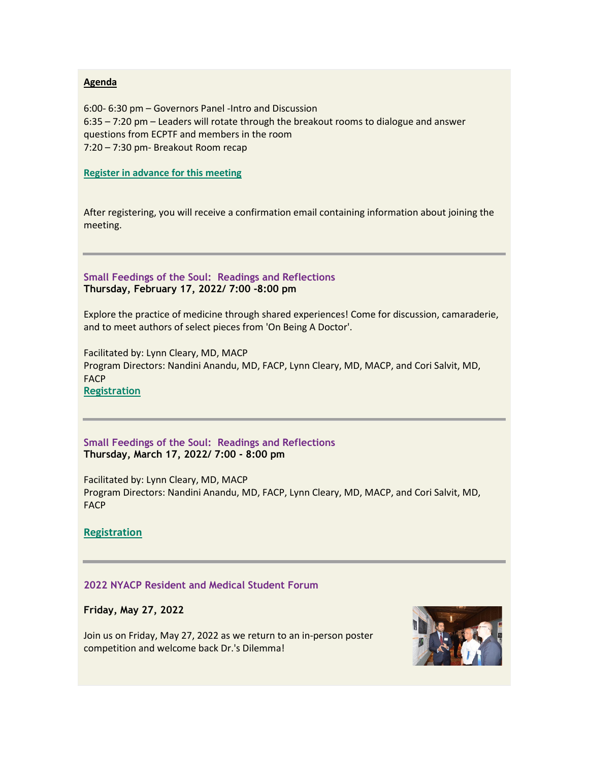**Agenda**

6:00- 6:30 pm – Governors Panel -Intro and Discussion
6:35 – 7:20 pm – Leaders will rotate through the breakout rooms to dialogue and answer questions from ECPTF and members in the room
7:20 – 7:30 pm- Breakout Room recap

**Register in advance for this meeting**

After registering, you will receive a confirmation email containing information about joining the meeting.

---

### Small Feedings of the Soul:  Readings and Reflections

**Thursday, February 17, 2022/ 7:00 -8:00 pm**

Explore the practice of medicine through shared experiences! Come for discussion, camaraderie, and to meet authors of select pieces from 'On Being A Doctor'.

Facilitated by: Lynn Cleary, MD, MACP
Program Directors: Nandini Anandu, MD, FACP, Lynn Cleary, MD, MACP, and Cori Salvit, MD, FACP
**Registration**

---

### Small Feedings of the Soul:  Readings and Reflections

**Thursday, March 17, 2022/ 7:00 - 8:00 pm**

Facilitated by: Lynn Cleary, MD, MACP
Program Directors: Nandini Anandu, MD, FACP, Lynn Cleary, MD, MACP, and Cori Salvit, MD, FACP

**Registration**

---

### 2022 NYACP Resident and Medical Student Forum

**Friday, May 27, 2022**

Join us on Friday, May 27, 2022 as we return to an in-person poster competition and welcome back Dr.'s Dilemma!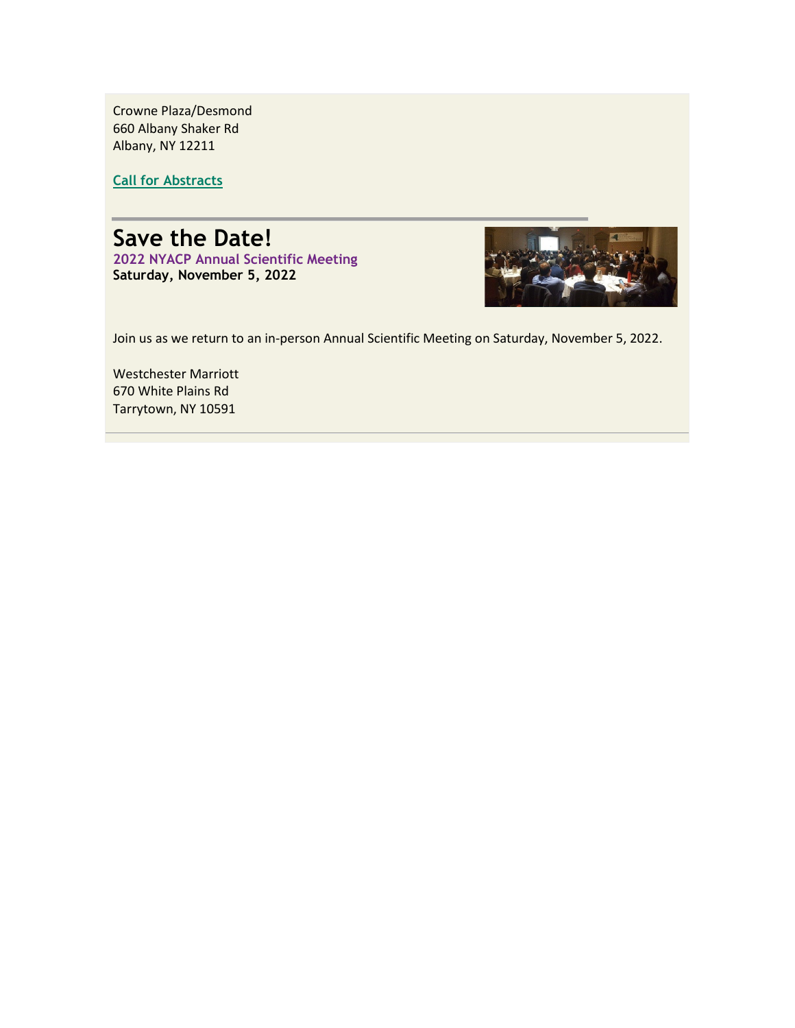Crowne Plaza/Desmond
660 Albany Shaker Rd
Albany, NY 12211

**Call for Abstracts**

---

# Save the Date!

**2022 NYACP Annual Scientific Meeting**
**Saturday, November 5, 2022**

Join us as we return to an in-person Annual Scientific Meeting on Saturday, November 5, 2022.

Westchester Marriott
670 White Plains Rd
Tarrytown, NY 10591